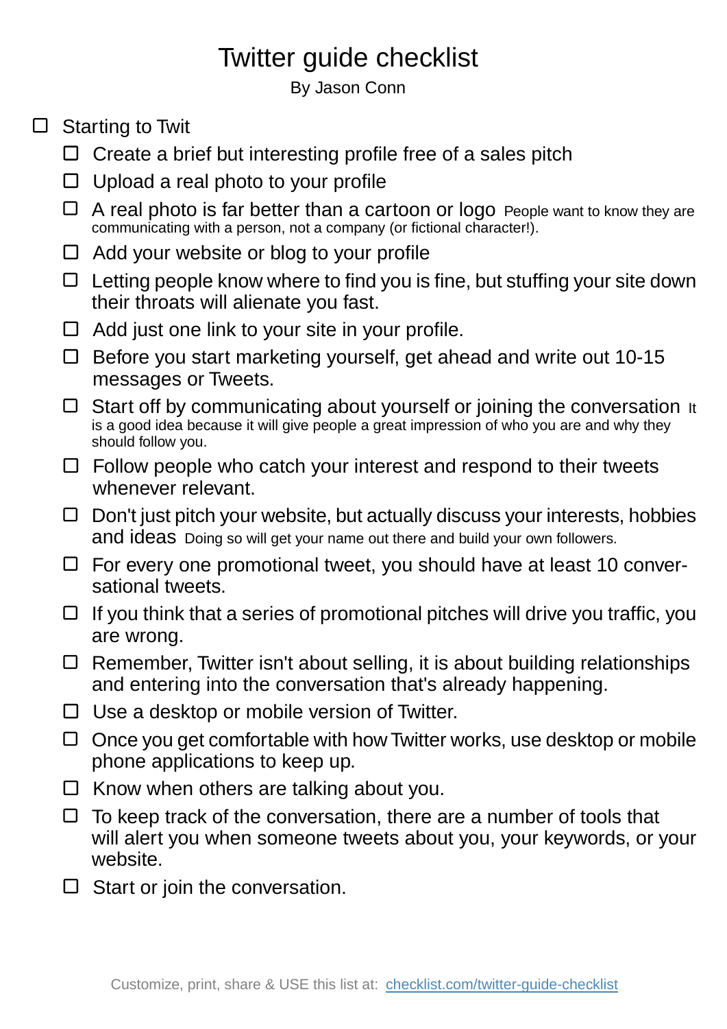# Twitter guide checklist

By Jason Conn

- [ ] Starting to Twit
  - [ ] Create a brief but interesting profile free of a sales pitch
  - [ ] Upload a real photo to your profile
  - [ ] A real photo is far better than a cartoon or logo People want to know they are communicating with a person, not a company (or fictional character!).
  - [ ] Add your website or blog to your profile
  - [ ] Letting people know where to find you is fine, but stuffing your site down their throats will alienate you fast.
  - [ ] Add just one link to your site in your profile.
  - [ ] Before you start marketing yourself, get ahead and write out 10-15 messages or Tweets.
  - [ ] Start off by communicating about yourself or joining the conversation It is a good idea because it will give people a great impression of who you are and why they should follow you.
  - [ ] Follow people who catch your interest and respond to their tweets whenever relevant.
  - [ ] Don't just pitch your website, but actually discuss your interests, hobbies and ideas Doing so will get your name out there and build your own followers.
  - [ ] For every one promotional tweet, you should have at least 10 conversational tweets.
  - [ ] If you think that a series of promotional pitches will drive you traffic, you are wrong.
  - [ ] Remember, Twitter isn't about selling, it is about building relationships and entering into the conversation that's already happening.
  - [ ] Use a desktop or mobile version of Twitter.
  - [ ] Once you get comfortable with how Twitter works, use desktop or mobile phone applications to keep up.
  - [ ] Know when others are talking about you.
  - [ ] To keep track of the conversation, there are a number of tools that will alert you when someone tweets about you, your keywords, or your website.
  - [ ] Start or join the conversation.

Customize, print, share & USE this list at: [checklist.com/twitter-guide-checklist](https://checklist.com/twitter-guide-checklist)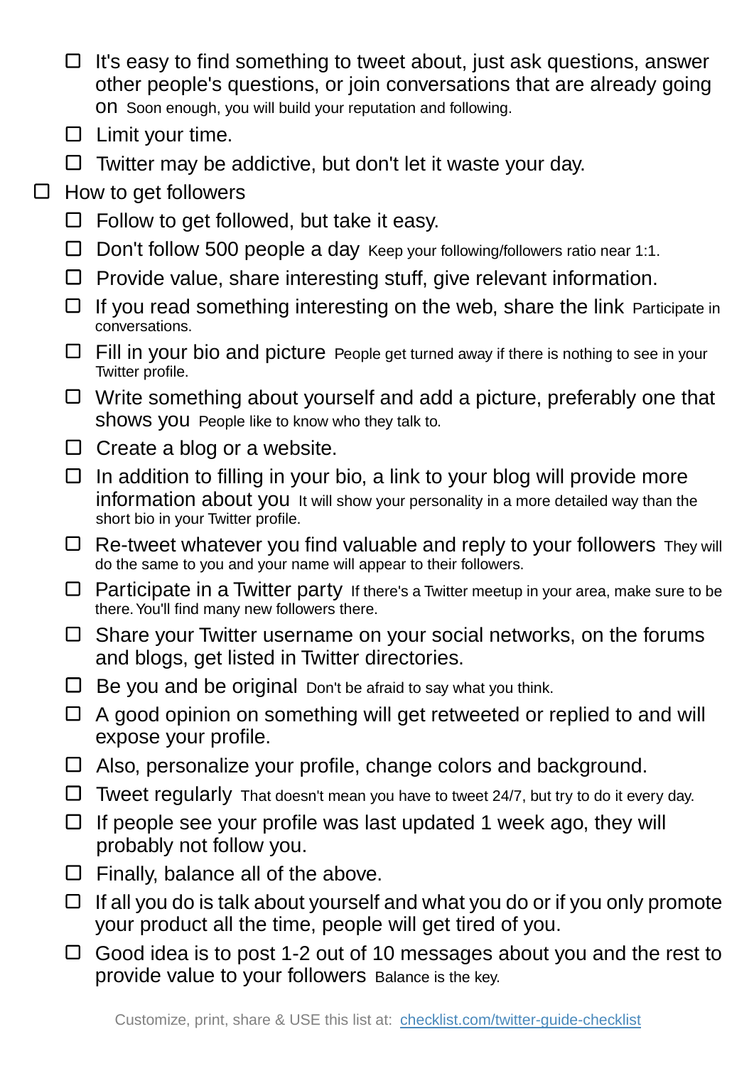- [ ] It's easy to find something to tweet about, just ask questions, answer other people's questions, or join conversations that are already going on Soon enough, you will build your reputation and following.
- [ ] Limit your time.
- [ ] Twitter may be addictive, but don't let it waste your day.

- [ ] How to get followers
  - [ ] Follow to get followed, but take it easy.
  - [ ] Don't follow 500 people a day Keep your following/followers ratio near 1:1.
  - [ ] Provide value, share interesting stuff, give relevant information.
  - [ ] If you read something interesting on the web, share the link Participate in conversations.
  - [ ] Fill in your bio and picture People get turned away if there is nothing to see in your Twitter profile.
  - [ ] Write something about yourself and add a picture, preferably one that shows you People like to know who they talk to.
  - [ ] Create a blog or a website.
  - [ ] In addition to filling in your bio, a link to your blog will provide more information about you It will show your personality in a more detailed way than the short bio in your Twitter profile.
  - [ ] Re-tweet whatever you find valuable and reply to your followers They will do the same to you and your name will appear to their followers.
  - [ ] Participate in a Twitter party If there's a Twitter meetup in your area, make sure to be there. You'll find many new followers there.
  - [ ] Share your Twitter username on your social networks, on the forums and blogs, get listed in Twitter directories.
  - [ ] Be you and be original Don't be afraid to say what you think.
  - [ ] A good opinion on something will get retweeted or replied to and will expose your profile.
  - [ ] Also, personalize your profile, change colors and background.
  - [ ] Tweet regularly That doesn't mean you have to tweet 24/7, but try to do it every day.
  - [ ] If people see your profile was last updated 1 week ago, they will probably not follow you.
  - [ ] Finally, balance all of the above.
  - [ ] If all you do is talk about yourself and what you do or if you only promote your product all the time, people will get tired of you.
  - [ ] Good idea is to post 1-2 out of 10 messages about you and the rest to provide value to your followers Balance is the key.

Customize, print, share & USE this list at: [checklist.com/twitter-guide-checklist](https://checklist.com/twitter-guide-checklist)